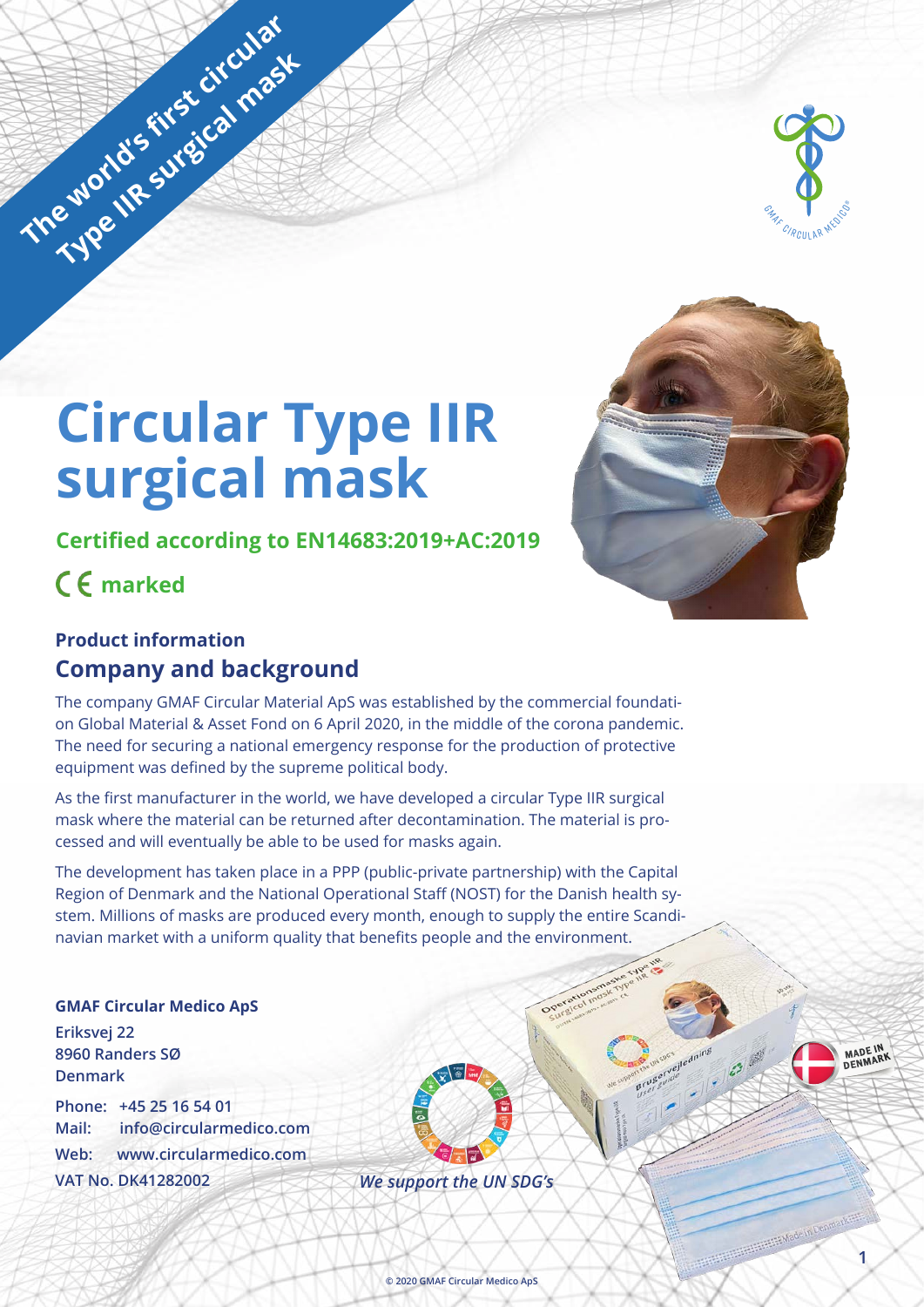The world's first circular Type IIR surgical mask

# Circular Type IIR surgical mask

**Certified according to EN14683:2019+AC:2019**

**CE marked**

### Product information

## Company and background

The company GMAF Circular Material ApS was established by the commercial foundation Global Material & Asset Fond on 6 April 2020, in the middle of the corona pandemic. The need for securing a national emergency response for the production of protective equipment was defined by the supreme political body.

As the first manufacturer in the world, we have developed a circular Type IIR surgical mask where the material can be returned after decontamination. The material is processed and will eventually be able to be used for masks again.

The development has taken place in a PPP (public-private partnership) with the Capital Region of Denmark and the National Operational Staff (NOST) for the Danish health system. Millions of masks are produced every month, enough to supply the entire Scandinavian market with a uniform quality that benefits people and the environment.

**GMAF Circular Medico ApS**
**Eriksvej 22**
**8960 Randers SØ**
**Denmark**

**Phone:** +45 25 16 54 01
**Mail:** info@circularmedico.com
**Web:** www.circularmedico.com
**VAT No. DK41282002**

***We support the UN SDG's***

MADE IN DENMARK

© 2020 GMAF Circular Medico ApS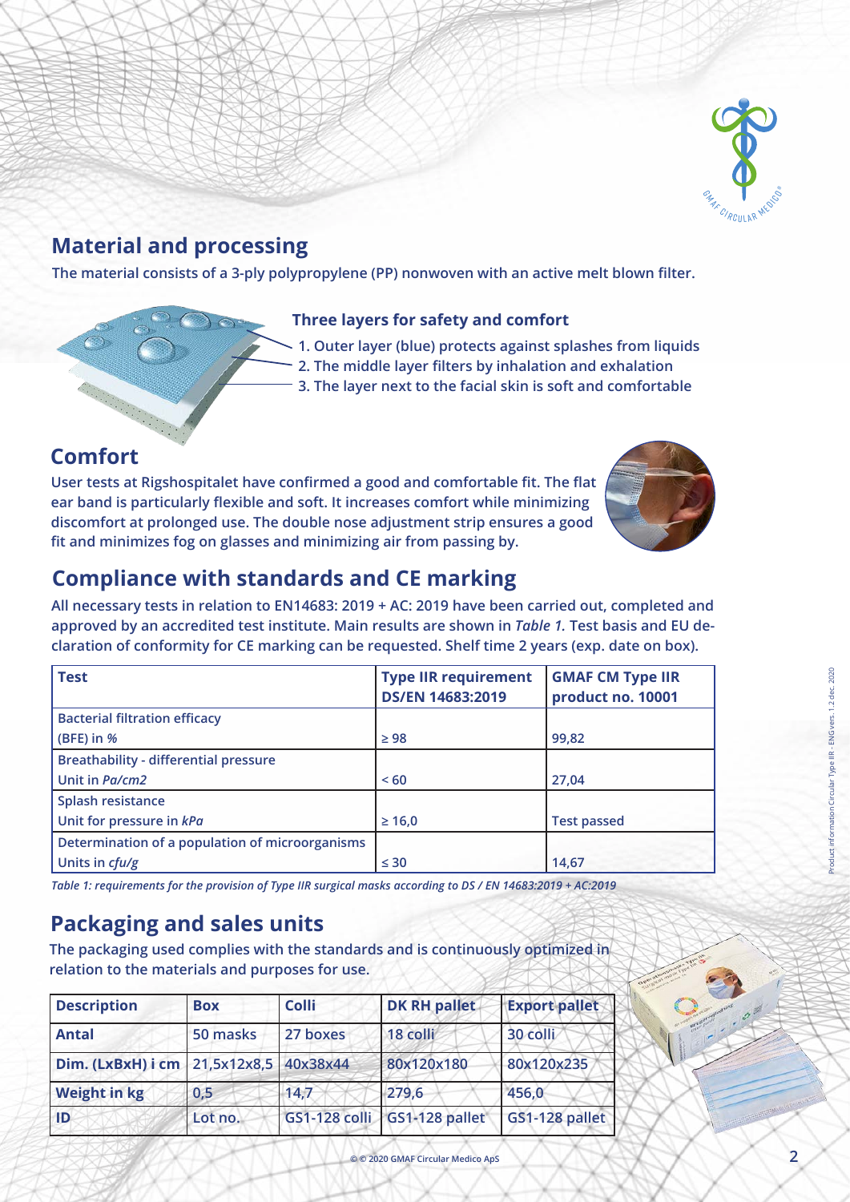## Material and processing

**The material consists of a 3-ply polypropylene (PP) nonwoven with an active melt blown filter.**

### Three layers for safety and comfort

1. Outer layer (blue) protects against splashes from liquids
2. The middle layer filters by inhalation and exhalation
3. The layer next to the facial skin is soft and comfortable

## Comfort

User tests at Rigshospitalet have confirmed a good and comfortable fit. The flat ear band is particularly flexible and soft. It increases comfort while minimizing discomfort at prolonged use. The double nose adjustment strip ensures a good fit and minimizes fog on glasses and minimizing air from passing by.

## Compliance with standards and CE marking

All necessary tests in relation to EN14683: 2019 + AC: 2019 have been carried out, completed and approved by an accredited test institute. Main results are shown in *Table 1.* Test basis and EU declaration of conformity for CE marking can be requested. Shelf time 2 years (exp. date on box).

| Test | Type IIR requirement DS/EN 14683:2019 | GMAF CM Type IIR product no. 10001 |
|---|---|---|
| Bacterial filtration efficacy (BFE) in *%* | ≥ 98 | 99,82 |
| Breathability - differential pressure Unit in *Pa/cm2* | < 60 | 27,04 |
| Splash resistance Unit for pressure in *kPa* | ≥ 16,0 | Test passed |
| Determination of a population of microorganisms Units in *cfu/g* | ≤ 30 | 14,67 |

*Table 1: requirements for the provision of Type IIR surgical masks according to DS / EN 14683:2019 + AC:2019*

## Packaging and sales units

The packaging used complies with the standards and is continuously optimized in relation to the materials and purposes for use.

| Description | Box | Colli | DK RH pallet | Export pallet |
|---|---|---|---|---|
| Antal | 50 masks | 27 boxes | 18 colli | 30 colli |
| Dim. (LxBxH) i cm | 21,5x12x8,5 | 40x38x44 | 80x120x180 | 80x120x235 |
| Weight in kg | 0,5 | 14,7 | 279,6 | 456,0 |
| ID | Lot no. | GS1-128 colli | GS1-128 pallet | GS1-128 pallet |

© © 2020 GMAF Circular Medico ApS